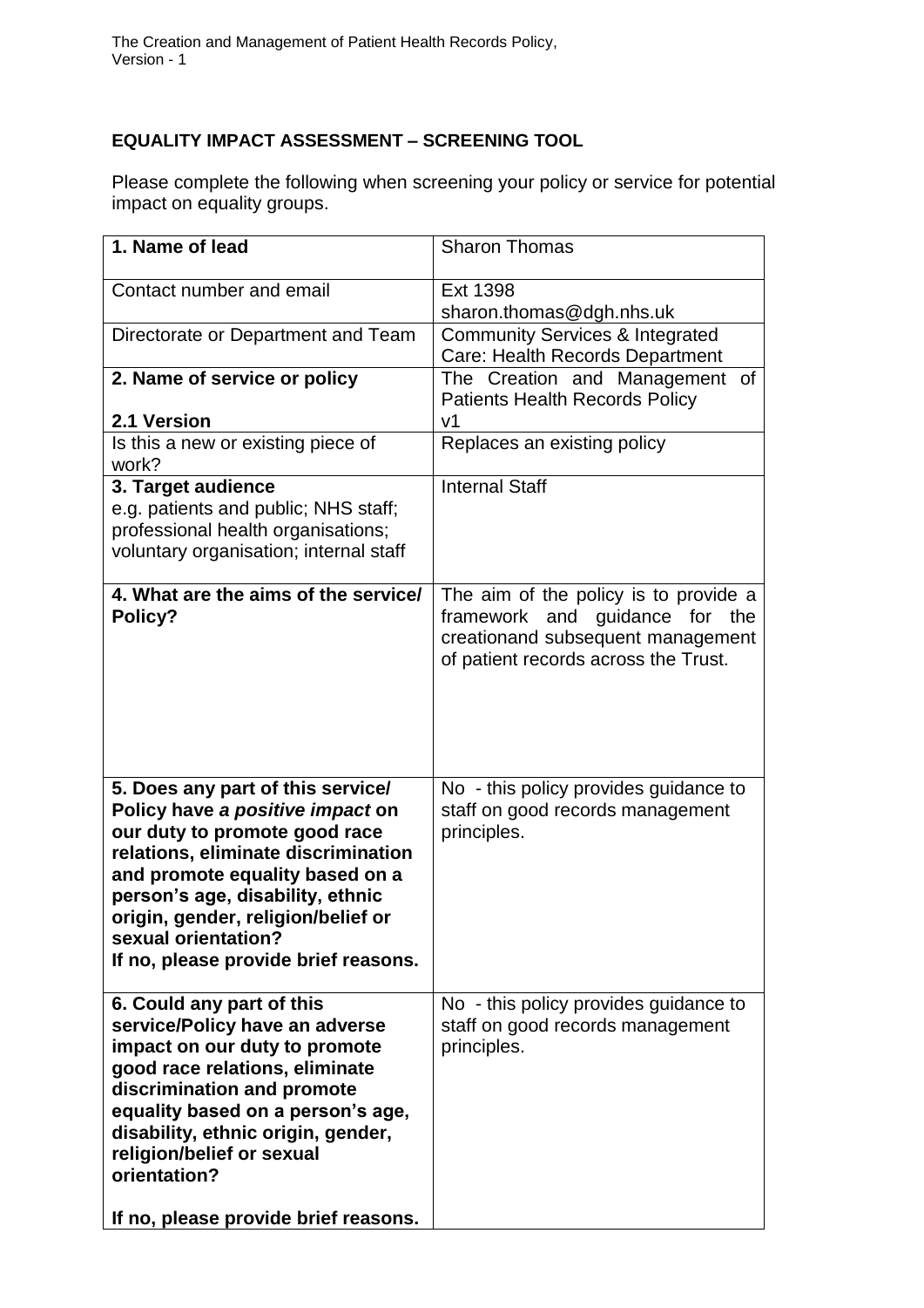**EQUALITY IMPACT ASSESSMENT – SCREENING TOOL**

Please complete the following when screening your policy or service for potential impact on equality groups.

| **1. Name of lead** | Sharon Thomas |
|---|---|
| Contact number and email | Ext 1398<br>sharon.thomas@dgh.nhs.uk |
| Directorate or Department and Team | Community Services & Integrated Care: Health Records Department |
| **2. Name of service or policy**<br><br>**2.1 Version** | The Creation and Management of Patients Health Records Policy<br>v1 |
| Is this a new or existing piece of work? | Replaces an existing policy |
| **3. Target audience**<br>e.g. patients and public; NHS staff; professional health organisations; voluntary organisation; internal staff | Internal Staff |
| **4. What are the aims of the service/ Policy?** | The aim of the policy is to provide a framework and guidance for the creationand subsequent management of patient records across the Trust. |
| **5. Does any part of this service/ Policy have *a positive impact* on our duty to promote good race relations, eliminate discrimination and promote equality based on a person's age, disability, ethnic origin, gender, religion/belief or sexual orientation?**<br>**If no, please provide brief reasons.** | No - this policy provides guidance to staff on good records management principles. |
| **6. Could any part of this service/Policy have an adverse impact on our duty to promote good race relations, eliminate discrimination and promote equality based on a person's age, disability, ethnic origin, gender, religion/belief or sexual orientation?**<br><br>**If no, please provide brief reasons.** | No - this policy provides guidance to staff on good records management principles. |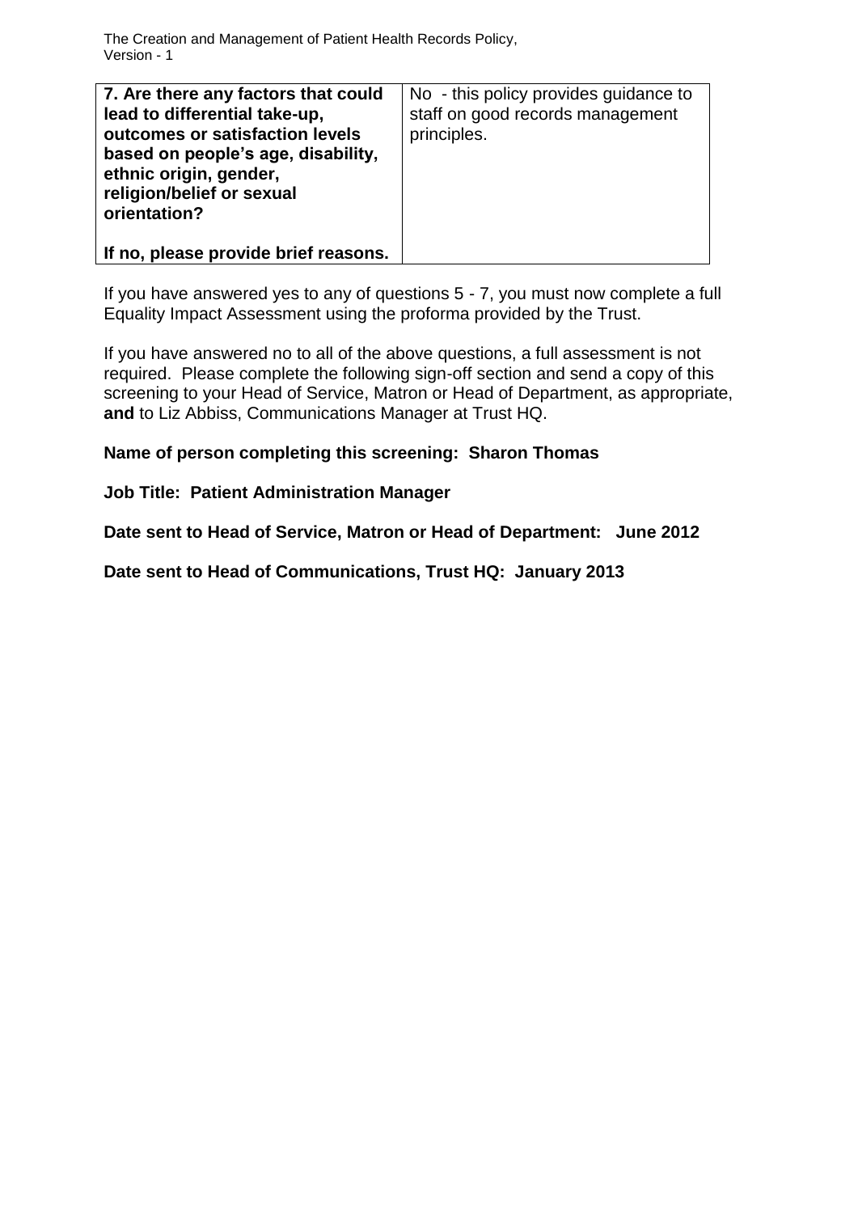| | |
|---|---|
| **7. Are there any factors that could lead to differential take-up, outcomes or satisfaction levels based on people's age, disability, ethnic origin, gender, religion/belief or sexual orientation?**<br><br>**If no, please provide brief reasons.** | No - this policy provides guidance to staff on good records management principles. |

If you have answered yes to any of questions 5 - 7, you must now complete a full Equality Impact Assessment using the proforma provided by the Trust.

If you have answered no to all of the above questions, a full assessment is not required. Please complete the following sign-off section and send a copy of this screening to your Head of Service, Matron or Head of Department, as appropriate, **and** to Liz Abbiss, Communications Manager at Trust HQ.

**Name of person completing this screening: Sharon Thomas**

**Job Title: Patient Administration Manager**

**Date sent to Head of Service, Matron or Head of Department: June 2012**

**Date sent to Head of Communications, Trust HQ: January 2013**